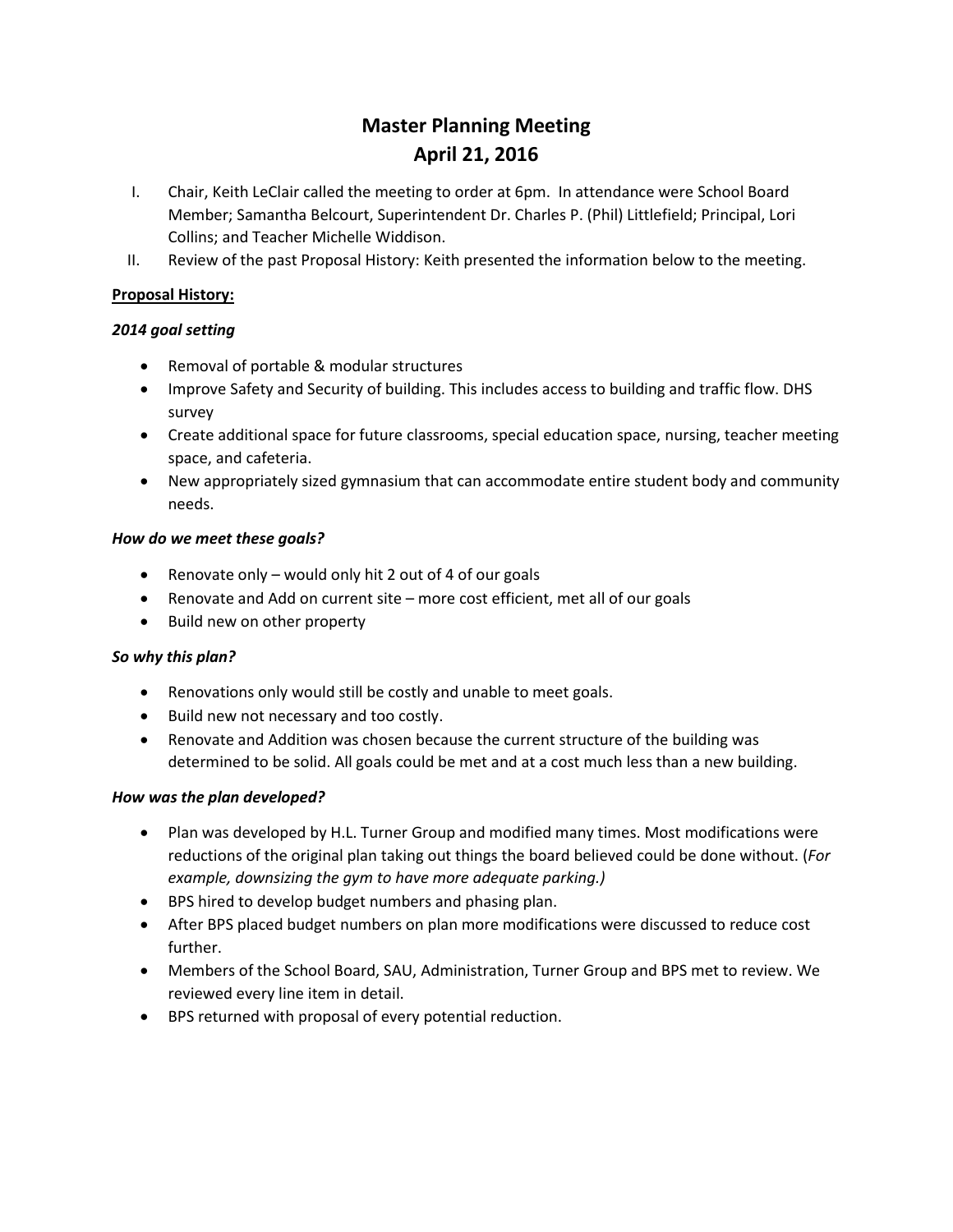# Master Planning Meeting
# April 21, 2016

I. Chair, Keith LeClair called the meeting to order at 6pm. In attendance were School Board Member; Samantha Belcourt, Superintendent Dr. Charles P. (Phil) Littlefield; Principal, Lori Collins; and Teacher Michelle Widdison.

II. Review of the past Proposal History: Keith presented the information below to the meeting.

**Proposal History:**

***2014 goal setting***

- Removal of portable & modular structures
- Improve Safety and Security of building. This includes access to building and traffic flow. DHS survey
- Create additional space for future classrooms, special education space, nursing, teacher meeting space, and cafeteria.
- New appropriately sized gymnasium that can accommodate entire student body and community needs.

***How do we meet these goals?***

- Renovate only – would only hit 2 out of 4 of our goals
- Renovate and Add on current site – more cost efficient, met all of our goals
- Build new on other property

***So why this plan?***

- Renovations only would still be costly and unable to meet goals.
- Build new not necessary and too costly.
- Renovate and Addition was chosen because the current structure of the building was determined to be solid. All goals could be met and at a cost much less than a new building.

***How was the plan developed?***

- Plan was developed by H.L. Turner Group and modified many times. Most modifications were reductions of the original plan taking out things the board believed could be done without. (*For example, downsizing the gym to have more adequate parking.)*
- BPS hired to develop budget numbers and phasing plan.
- After BPS placed budget numbers on plan more modifications were discussed to reduce cost further.
- Members of the School Board, SAU, Administration, Turner Group and BPS met to review. We reviewed every line item in detail.
- BPS returned with proposal of every potential reduction.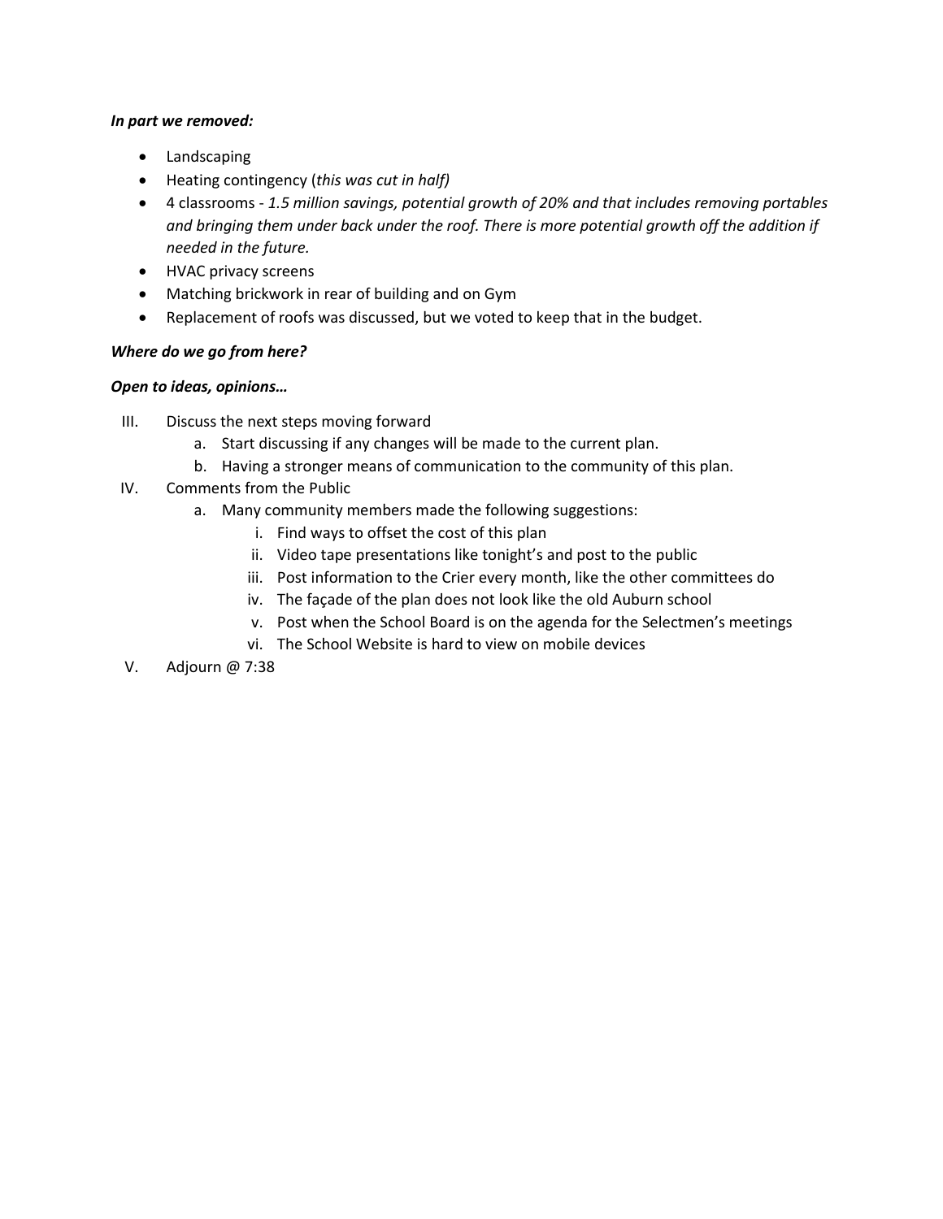***In part we removed:***

- Landscaping
- Heating contingency (*this was cut in half)*
- 4 classrooms - *1.5 million savings, potential growth of 20% and that includes removing portables and bringing them under back under the roof. There is more potential growth off the addition if needed in the future.*
- HVAC privacy screens
- Matching brickwork in rear of building and on Gym
- Replacement of roofs was discussed, but we voted to keep that in the budget.

***Where do we go from here?***

***Open to ideas, opinions…***

III. Discuss the next steps moving forward
   a. Start discussing if any changes will be made to the current plan.
   b. Having a stronger means of communication to the community of this plan.

IV. Comments from the Public
   a. Many community members made the following suggestions:
      i. Find ways to offset the cost of this plan
      ii. Video tape presentations like tonight's and post to the public
      iii. Post information to the Crier every month, like the other committees do
      iv. The façade of the plan does not look like the old Auburn school
      v. Post when the School Board is on the agenda for the Selectmen's meetings
      vi. The School Website is hard to view on mobile devices

V. Adjourn @ 7:38